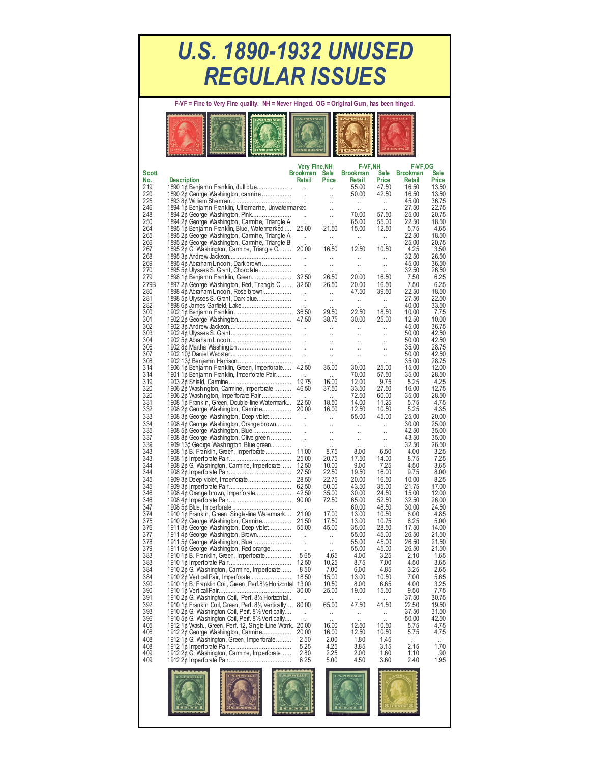# U.S. 1890-1932 UNUSED REGULAR ISSUES

**F-VF = Fine to Very Fine quality. NH = Never Hinged. OG = Original Gum, has been hinged.**

| Scott No. | Description | Very Fine,NH Brookman Retail | Very Fine,NH Sale Price | F-VF,NH Brookman Retail | F-VF,NH Sale Price | F-VF,OG Brookman Retail | F-VF,OG Sale Price |
|---|---|---|---|---|---|---|---|
| 219 | 1890 1¢ Benjamin Franklin, dull blue | .. | .. | 55.00 | 47.50 | 16.50 | 13.50 |
| 220 | 1890 2¢ George Washington, carmine | .. | .. | 50.00 | 42.50 | 16.50 | 13.50 |
| 225 | 1893 8¢ William Sherman | .. | .. | .. | .. | 45.00 | 36.75 |
| 246 | 1894 1¢ Benjamin Franklin, Ultramarine, Unwatermarked | | .. | .. | .. | 27.50 | 22.75 |
| 248 | 1894 2¢ George Washington, Pink | .. | .. | 70.00 | 57.50 | 25.00 | 20.75 |
| 250 | 1894 2¢ George Washington, Carmine, Triangle A | .. | .. | 65.00 | 55.00 | 22.50 | 18.50 |
| 264 | 1895 1¢ Benjamin Franklin, Blue, Watermarked | 25.00 | 21.50 | 15.00 | 12.50 | 5.75 | 4.65 |
| 265 | 1895 2¢ George Washington, Carmine, Triangle A | .. | .. | .. | .. | 22.50 | 18.50 |
| 266 | 1895 2¢ George Washington, Carmine, Triangle B | .. | .. | .. | .. | 25.00 | 20.75 |
| 267 | 1895 2¢ G. Washington, Carmine, Triangle C | 20.00 | 16.50 | 12.50 | 10.50 | 4.25 | 3.50 |
| 268 | 1895 3¢ Andrew Jackson | .. | .. | .. | .. | 32.50 | 26.50 |
| 269 | 1895 4¢ Abraham Lincoln, Dark brown | .. | .. | .. | .. | 45.00 | 36.50 |
| 270 | 1895 5¢ Ulysses S. Grant, Chocolate | .. | .. | .. | .. | 32.50 | 26.50 |
| 279 | 1898 1¢ Benjamin Franklin, Green | 32.50 | 26.50 | 20.00 | 16.50 | 7.50 | 6.25 |
| 279B | 1897 2¢ George Washington, Red, Triangle C | 32.50 | 26.50 | 20.00 | 16.50 | 7.50 | 6.25 |
| 280 | 1898 4¢ Abraham Lincoln, Rose brown | .. | .. | 47.50 | 39.50 | 22.50 | 18.50 |
| 281 | 1898 5¢ Ulysses S. Grant, Dark blue | .. | .. | .. | .. | 27.50 | 22.50 |
| 282 | 1898 6¢ James Garfield, Lake | .. | .. | .. | .. | 40.00 | 33.50 |
| 300 | 1902 1¢ Benjamin Franklin | 36.50 | 29.50 | 22.50 | 18.50 | 10.00 | 7.75 |
| 301 | 1902 2¢ George Washington | 47.50 | 38.75 | 30.00 | 25.00 | 12.50 | 10.00 |
| 302 | 1902 3¢ Andrew Jackson | .. | .. | .. | .. | 45.00 | 36.75 |
| 303 | 1902 4¢ Ulysses S. Grant | .. | .. | .. | .. | 50.00 | 42.50 |
| 304 | 1902 5¢ Abraham Lincoln | .. | .. | .. | .. | 50.00 | 42.50 |
| 306 | 1902 8¢ Martha Washington | .. | .. | .. | .. | 35.00 | 28.75 |
| 307 | 1902 10¢ Daniel Webster | .. | .. | .. | .. | 50.00 | 42.50 |
| 308 | 1902 13¢ Benjamin Harrison | .. | .. | .. | .. | 35.00 | 28.75 |
| 314 | 1906 1¢ Benjamin Franklin, Green, Imperforate | 42.50 | 35.00 | 30.00 | 25.00 | 15.00 | 12.00 |
| 314 | 1901 1¢ Benjamin Franklin, Imperforate Pair | .. | .. | 70.00 | 57.50 | 35.00 | 28.50 |
| 319 | 1903 2¢ Shield, Carmine | 19.75 | 16.00 | 12.00 | 9.75 | 5.25 | 4.25 |
| 320 | 1906 2¢ Washington, Carmine, Imperforate | 46.50 | 37.50 | 33.50 | 27.50 | 16.00 | 12.75 |
| 320 | 1906 2¢ Washington, Imperforate Pair | .. | .. | 72.50 | 60.00 | 35.00 | 28.50 |
| 331 | 1908 1¢ Franklin, Green, Double-line Watermark | 22.50 | 18.50 | 14.00 | 11.25 | 5.75 | 4.75 |
| 332 | 1908 2¢ George Washington, Carmine | 20.00 | 16.00 | 12.50 | 10.50 | 5.25 | 4.35 |
| 333 | 1908 3¢ George Washington, Deep violet | .. | .. | 55.00 | 45.00 | 25.00 | 20.00 |
| 334 | 1908 4¢ George Washington, Orange brown | .. | .. | .. | .. | 30.00 | 25.00 |
| 335 | 1908 5¢ George Washington, Blue | .. | .. | .. | .. | 42.50 | 35.00 |
| 337 | 1908 8¢ George Washington, Olive green | .. | .. | .. | .. | 43.50 | 35.00 |
| 339 | 1909 13¢ George Washington, Blue green | .. | .. | .. | .. | 32.50 | 26.50 |
| 343 | 1908 1¢ B. Franklin, Green, Imperforate | 11.00 | 8.75 | 8.00 | 6.50 | 4.00 | 3.25 |
| 343 | 1908 1¢ Imperforate Pair | 25.00 | 20.75 | 17.50 | 14.00 | 8.75 | 7.25 |
| 344 | 1908 2¢ G. Washington, Carmine, Imperforate | 12.50 | 10.00 | 9.00 | 7.25 | 4.50 | 3.65 |
| 344 | 1908 2¢ Imperforate Pair | 27.50 | 22.50 | 19.50 | 16.00 | 9.75 | 8.00 |
| 345 | 1909 3¢ Deep violet, Imperforate | 28.50 | 22.75 | 20.00 | 16.50 | 10.00 | 8.25 |
| 345 | 1909 3¢ Imperforate Pair | 62.50 | 50.00 | 43.50 | 35.00 | 21.75 | 17.00 |
| 346 | 1908 4¢ Orange brown, Imperforate | 42.50 | 35.00 | 30.00 | 24.50 | 15.00 | 12.00 |
| 346 | 1908 4¢ Imperforate Pair | 90.00 | 72.50 | 65.00 | 52.50 | 32.50 | 26.00 |
| 347 | 1908 5¢ Blue, Imperforate | .. | .. | 60.00 | 48.50 | 30.00 | 24.50 |
| 374 | 1910 1¢ Franklin, Green, Single-line Watermark | 21.00 | 17.00 | 13.00 | 10.50 | 6.00 | 4.85 |
| 375 | 1910 2¢ George Washington, Carmine | 21.50 | 17.50 | 13.00 | 10.75 | 6.25 | 5.00 |
| 376 | 1911 3¢ George Washington, Deep violet | 55.00 | 45.00 | 35.00 | 28.50 | 17.50 | 14.00 |
| 377 | 1911 4¢ George Washington, Brown | .. | .. | 55.00 | 45.00 | 26.50 | 21.50 |
| 378 | 1911 5¢ George Washington, Blue | .. | .. | 55.00 | 45.00 | 26.50 | 21.50 |
| 379 | 1911 6¢ George Washington, Red orange | .. | .. | 55.00 | 45.00 | 26.50 | 21.50 |
| 383 | 1910 1¢ B. Franklin, Green, Imperforate | 5.65 | 4.65 | 4.00 | 3.25 | 2.10 | 1.65 |
| 383 | 1910 1¢ Imperforate Pair | 12.50 | 10.25 | 8.75 | 7.00 | 4.50 | 3.65 |
| 384 | 1910 2¢ G. Washington, Carmine, Imperforate | 8.50 | 7.00 | 6.00 | 4.85 | 3.25 | 2.65 |
| 384 | 1910 2¢ Vertical Pair, Imperforate | 18.50 | 15.00 | 13.00 | 10.50 | 7.00 | 5.65 |
| 390 | 1910 1¢ B. Franklin Coil, Green, Perf.8½ Horizontal | 13.00 | 10.50 | 8.00 | 6.65 | 4.00 | 3.25 |
| 390 | 1910 1¢ Vertical Pair | 30.00 | 25.00 | 19.00 | 15.50 | 9.50 | 7.75 |
| 391 | 1910 2¢ G. Washington Coil, Perf. 8½ Horizontal | .. | .. | .. | .. | 37.50 | 30.75 |
| 392 | 1910 1¢ Franklin Coil, Green, Perf. 8½ Vertically | 80.00 | 65.00 | 47.50 | 41.50 | 22.50 | 19.50 |
| 393 | 1910 2¢ G. Washington Coil, Perf. 8½ Vertically | .. | .. | .. | .. | 37.50 | 31.50 |
| 396 | 1910 5¢ G. Washington Coil, Perf. 8½ Vertically | .. | .. | .. | .. | 50.00 | 42.50 |
| 405 | 1912 1¢ Wash., Green, Perf. 12, Single-Line Wtmk. | 20.00 | 16.00 | 12.50 | 10.50 | 5.75 | 4.75 |
| 406 | 1912 2¢ George Washington, Carmine | 20.00 | 16.00 | 12.50 | 10.50 | 5.75 | 4.75 |
| 408 | 1912 1¢ G. Washington, Green, Imperforate | 2.50 | 2.00 | 1.80 | 1.45 | .. | .. |
| 408 | 1912 1¢ Imperforate Pair | 5.25 | 4.25 | 3.85 | 3.15 | 2.15 | 1.70 |
| 409 | 1912 2¢ G. Washington, Carmine, Imperforate | 2.80 | 2.25 | 2.00 | 1.60 | 1.10 | .90 |
| 409 | 1912 2¢ Imperforate Pair | 6.25 | 5.00 | 4.50 | 3.60 | 2.40 | 1.95 |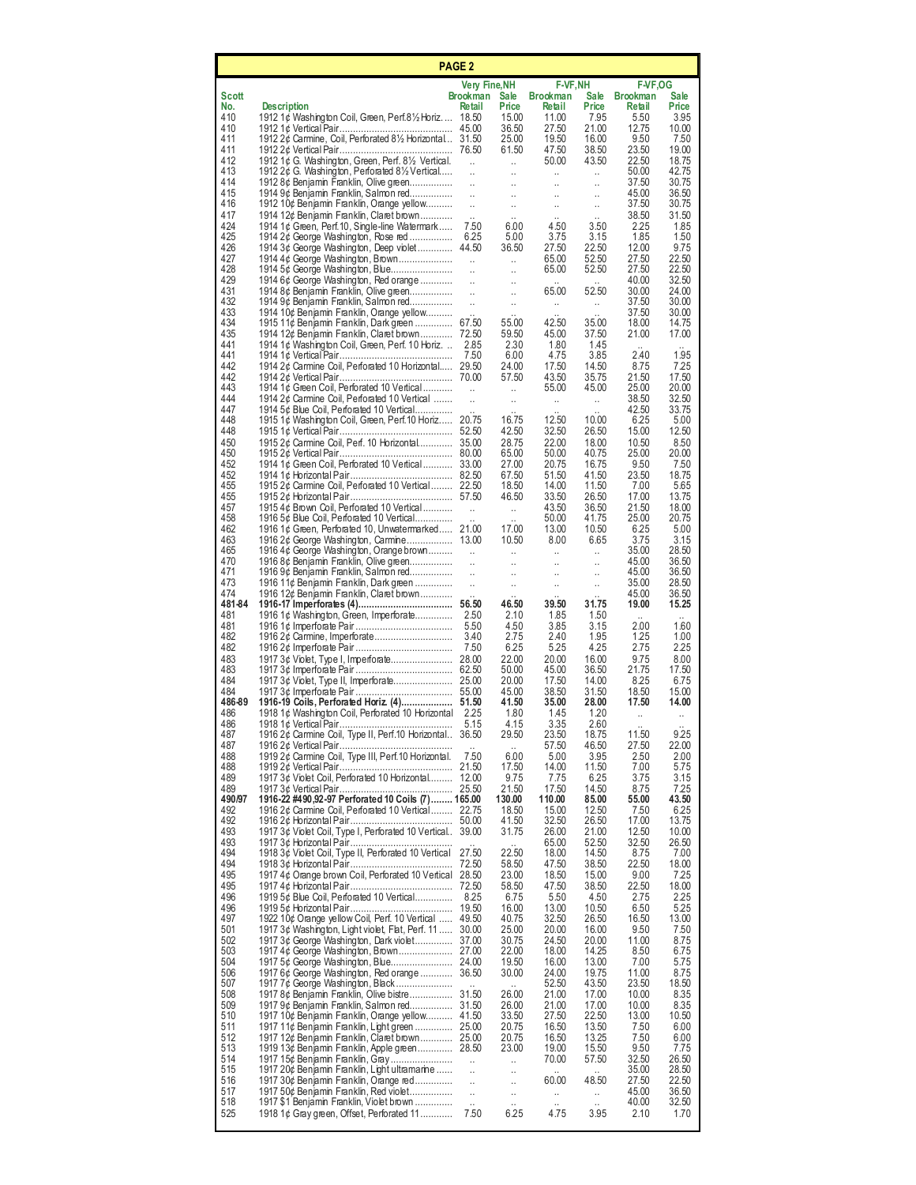## PAGE 2

| Scott No. | Description | Very Fine,NH Brookman Retail | Very Fine,NH Sale Price | F-VF,NH Brookman Retail | F-VF,NH Sale Price | F-VF,OG Brookman Retail | F-VF,OG Sale Price |
|---|---|---|---|---|---|---|---|
| 410 | 1912 1¢ Washington Coil, Green, Perf.8½ Horiz. | 18.50 | 15.00 | 11.00 | 7.95 | 5.50 | 3.95 |
| 410 | 1912 1¢ Vertical Pair | 45.00 | 36.50 | 27.50 | 21.00 | 12.75 | 10.00 |
| 411 | 1912 2¢ Carmine, Coil, Perforated 8½ Horizontal | 31.50 | 25.00 | 19.50 | 16.00 | 9.50 | 7.50 |
| 411 | 1912 2¢ Vertical Pair | 76.50 | 61.50 | 47.50 | 38.50 | 23.50 | 19.00 |
| 412 | 1912 1¢ G. Washington, Green, Perf. 8½ Vertical. | .. | .. | 50.00 | 43.50 | 22.50 | 18.75 |
| 413 | 1912 2¢ G. Washington, Perforated 8½ Vertical | .. | .. | .. | .. | 50.00 | 42.75 |
| 414 | 1912 8¢ Benjamin Franklin, Olive green | .. | .. | .. | .. | 37.50 | 30.75 |
| 415 | 1914 9¢ Benjamin Franklin, Salmon red | .. | .. | .. | .. | 45.00 | 36.50 |
| 416 | 1912 10¢ Benjamin Franklin, Orange yellow | .. | .. | .. | .. | 37.50 | 30.75 |
| 417 | 1914 12¢ Benjamin Franklin, Claret brown | .. | .. | .. | .. | 38.50 | 31.50 |
| 424 | 1914 1¢ Green, Perf.10, Single-line Watermark | 7.50 | 6.00 | 4.50 | 3.50 | 2.25 | 1.85 |
| 425 | 1914 2¢ George Washington, Rose red | 6.25 | 5.00 | 3.75 | 3.15 | 1.85 | 1.50 |
| 426 | 1914 3¢ George Washington, Deep violet | 44.50 | 36.50 | 27.50 | 22.50 | 12.00 | 9.75 |
| 427 | 1914 4¢ George Washington, Brown | .. | .. | 65.00 | 52.50 | 27.50 | 22.50 |
| 428 | 1914 5¢ George Washington, Blue | .. | .. | 65.00 | 52.50 | 27.50 | 22.50 |
| 429 | 1914 6¢ George Washington, Red orange | .. | .. | .. | .. | 40.00 | 32.50 |
| 431 | 1914 8¢ Benjamin Franklin, Olive green | .. | .. | 65.00 | 52.50 | 30.00 | 24.00 |
| 432 | 1914 9¢ Benjamin Franklin, Salmon red | .. | .. | .. | .. | 37.50 | 30.00 |
| 433 | 1914 10¢ Benjamin Franklin, Orange yellow | .. | .. | .. | .. | 37.50 | 30.00 |
| 434 | 1915 11¢ Benjamin Franklin, Dark green | 67.50 | 55.00 | 42.50 | 35.00 | 18.00 | 14.75 |
| 435 | 1914 12¢ Benjamin Franklin, Claret brown | 72.50 | 59.50 | 45.00 | 37.50 | 21.00 | 17.00 |
| 441 | 1914 1¢ Washington Coil, Green, Perf. 10 Horiz. | 2.85 | 2.30 | 1.80 | 1.45 | .. | .. |
| 441 | 1914 1¢ Vertical Pair | 7.50 | 6.00 | 4.75 | 3.85 | 2.40 | 1.95 |
| 442 | 1914 2¢ Carmine Coil, Perforated 10 Horizontal | 29.50 | 24.00 | 17.50 | 14.50 | 8.75 | 7.25 |
| 442 | 1914 2¢ Vertical Pair | 70.00 | 57.50 | 43.50 | 35.75 | 21.50 | 17.50 |
| 443 | 1914 1¢ Green Coil, Perforated 10 Vertical | .. | .. | 55.00 | 45.00 | 25.00 | 20.00 |
| 444 | 1914 2¢ Carmine Coil, Perforated 10 Vertical | .. | .. | .. | .. | 38.50 | 32.50 |
| 447 | 1914 5¢ Blue Coil, Perforated 10 Vertical | .. | .. | .. | .. | 42.50 | 33.75 |
| 448 | 1915 1¢ Washington Coil, Green, Perf.10 Horiz. | 20.75 | 16.75 | 12.50 | 10.00 | 6.25 | 5.00 |
| 448 | 1915 1¢ Vertical Pair | 52.50 | 42.50 | 32.50 | 26.50 | 15.00 | 12.50 |
| 450 | 1915 2¢ Carmine Coil, Perf. 10 Horizontal | 35.00 | 28.75 | 22.00 | 18.00 | 10.50 | 8.50 |
| 450 | 1915 2¢ Vertical Pair | 80.00 | 65.00 | 50.00 | 40.75 | 25.00 | 20.00 |
| 452 | 1914 1¢ Green Coil, Perforated 10 Vertical | 33.00 | 27.00 | 20.75 | 16.75 | 9.50 | 7.50 |
| 452 | 1914 1¢ Horizontal Pair | 82.50 | 67.50 | 51.50 | 41.50 | 23.50 | 18.75 |
| 455 | 1915 2¢ Carmine Coil, Perforated 10 Vertical | 22.50 | 18.50 | 14.00 | 11.50 | 7.00 | 5.65 |
| 455 | 1915 2¢ Horizontal Pair | 57.50 | 46.50 | 33.50 | 26.50 | 17.00 | 13.75 |
| 457 | 1915 4¢ Brown Coil, Perforated 10 Vertical | .. | .. | 43.50 | 36.50 | 21.50 | 18.00 |
| 458 | 1916 5¢ Blue Coil, Perforated 10 Vertical | .. | .. | 50.00 | 41.75 | 25.00 | 20.75 |
| 462 | 1916 1¢ Green, Perforated 10, Unwatermarked | 21.00 | 17.00 | 13.00 | 10.50 | 6.25 | 5.00 |
| 463 | 1916 2¢ George Washington, Carmine | 13.00 | 10.50 | 8.00 | 6.65 | 3.75 | 3.15 |
| 465 | 1916 4¢ George Washington, Orange brown | .. | .. | .. | .. | 35.00 | 28.50 |
| 470 | 1916 8¢ Benjamin Franklin, Olive green | .. | .. | .. | .. | 45.00 | 36.50 |
| 471 | 1916 9¢ Benjamin Franklin, Salmon red | .. | .. | .. | .. | 45.00 | 36.50 |
| 473 | 1916 11¢ Benjamin Franklin, Dark green | .. | .. | .. | .. | 35.00 | 28.50 |
| 474 | 1916 12¢ Benjamin Franklin, Claret brown | .. | .. | .. | .. | 45.00 | 36.50 |
| **481-84** | **1916-17 Imperforates (4)** | **56.50** | **46.50** | **39.50** | **31.75** | **19.00** | **15.25** |
| 481 | 1916 1¢ Washington, Green, Imperforate | 2.50 | 2.10 | 1.85 | 1.50 | .. | .. |
| 481 | 1916 1¢ Imperforate Pair | 5.50 | 4.50 | 3.85 | 3.15 | 2.00 | 1.60 |
| 482 | 1916 2¢ Carmine, Imperforate | 3.40 | 2.75 | 2.40 | 1.95 | 1.25 | 1.00 |
| 482 | 1916 2¢ Imperforate Pair | 7.50 | 6.25 | 5.25 | 4.25 | 2.75 | 2.25 |
| 483 | 1917 3¢ Violet, Type I, Imperforate | 28.00 | 22.00 | 20.00 | 16.00 | 9.75 | 8.00 |
| 483 | 1917 3¢ Imperforate Pair | 62.50 | 50.00 | 45.00 | 36.50 | 21.75 | 17.50 |
| 484 | 1917 3¢ Violet, Type II, Imperforate | 25.00 | 20.00 | 17.50 | 14.00 | 8.25 | 6.75 |
| 484 | 1917 3¢ Imperforate Pair | 55.00 | 45.00 | 38.50 | 31.50 | 18.50 | 15.00 |
| **486-89** | **1916-19 Coils, Perforated Horiz. (4)** | **51.50** | **41.50** | **35.00** | **28.00** | **17.50** | **14.00** |
| 486 | 1918 1¢ Washington Coil, Perforated 10 Horizontal | 2.25 | 1.80 | 1.45 | 1.20 | .. | .. |
| 486 | 1918 1¢ Vertical Pair | 5.15 | 4.15 | 3.35 | 2.60 | .. | .. |
| 487 | 1916 2¢ Carmine Coil, Type II, Perf.10 Horizontal | 36.50 | 29.50 | 23.50 | 18.75 | 11.50 | 9.25 |
| 487 | 1916 2¢ Vertical Pair | .. | .. | 57.50 | 46.50 | 27.50 | 22.00 |
| 488 | 1919 2¢ Carmine Coil, Type III, Perf.10 Horizontal. | 7.50 | 6.00 | 5.00 | 3.95 | 2.50 | 2.00 |
| 488 | 1919 2¢ Vertical Pair | 21.50 | 17.50 | 14.00 | 11.50 | 7.00 | 5.75 |
| 489 | 1917 3¢ Violet Coil, Perforated 10 Horizontal | 12.00 | 9.75 | 7.75 | 6.25 | 3.75 | 3.15 |
| 489 | 1917 3¢ Vertical Pair | 25.50 | 21.50 | 17.50 | 14.50 | 8.75 | 7.25 |
| **490/97** | **1916-22 #490,92-97 Perforated 10 Coils (7)** | **165.00** | **130.00** | **110.00** | **85.00** | **55.00** | **43.50** |
| 492 | 1916 2¢ Carmine Coil, Perforated 10 Vertical | 22.75 | 18.50 | 15.00 | 12.50 | 7.50 | 6.25 |
| 492 | 1916 2¢ Horizontal Pair | 50.00 | 41.50 | 32.50 | 26.50 | 17.00 | 13.75 |
| 493 | 1917 3¢ Violet Coil, Type I, Perforated 10 Vertical | 39.00 | 31.75 | 26.00 | 21.00 | 12.50 | 10.00 |
| 493 | 1917 3¢ Horizontal Pair | .. | .. | 65.00 | 52.50 | 32.50 | 26.50 |
| 494 | 1918 3¢ Violet Coil, Type II, Perforated 10 Vertical | 27.50 | 22.50 | 18.00 | 14.50 | 8.75 | 7.00 |
| 494 | 1918 3¢ Horizontal Pair | 72.50 | 58.50 | 47.50 | 38.50 | 22.50 | 18.00 |
| 495 | 1917 4¢ Orange brown Coil, Perforated 10 Vertical | 28.50 | 23.00 | 18.50 | 15.00 | 9.00 | 7.25 |
| 495 | 1917 4¢ Horizontal Pair | 72.50 | 58.50 | 47.50 | 38.50 | 22.50 | 18.00 |
| 496 | 1919 5¢ Blue Coil, Perforated 10 Vertical | 8.25 | 6.75 | 5.50 | 4.50 | 2.75 | 2.25 |
| 496 | 1919 5¢ Horizontal Pair | 19.50 | 16.00 | 13.00 | 10.50 | 6.50 | 5.25 |
| 497 | 1922 10¢ Orange yellow Coil, Perf. 10 Vertical | 49.50 | 40.75 | 32.50 | 26.50 | 16.50 | 13.00 |
| 501 | 1917 3¢ Washington, Light violet, Flat, Perf. 11 | 30.00 | 25.00 | 20.00 | 16.00 | 9.50 | 7.50 |
| 502 | 1917 3¢ George Washington, Dark violet | 37.00 | 30.75 | 24.50 | 20.00 | 11.00 | 8.75 |
| 503 | 1917 4¢ George Washington, Brown | 27.00 | 22.00 | 18.00 | 14.25 | 8.50 | 6.75 |
| 504 | 1917 5¢ George Washington, Blue | 24.00 | 19.50 | 16.00 | 13.00 | 7.00 | 5.75 |
| 506 | 1917 6¢ George Washington, Red orange | 36.50 | 30.00 | 24.00 | 19.75 | 11.00 | 8.75 |
| 507 | 1917 7¢ George Washington, Black | .. | .. | 52.50 | 43.50 | 23.50 | 18.50 |
| 508 | 1917 8¢ Benjamin Franklin, Olive bistre | 31.50 | 26.00 | 21.00 | 17.00 | 10.00 | 8.35 |
| 509 | 1917 9¢ Benjamin Franklin, Salmon red | 31.50 | 26.00 | 21.00 | 17.00 | 10.00 | 8.35 |
| 510 | 1917 10¢ Benjamin Franklin, Orange yellow | 41.50 | 33.50 | 27.50 | 22.50 | 13.00 | 10.50 |
| 511 | 1917 11¢ Benjamin Franklin, Light green | 25.00 | 20.75 | 16.50 | 13.50 | 7.50 | 6.00 |
| 512 | 1917 12¢ Benjamin Franklin, Claret brown | 25.00 | 20.75 | 16.50 | 13.25 | 7.50 | 6.00 |
| 513 | 1919 13¢ Benjamin Franklin, Apple green | 28.50 | 23.00 | 19.00 | 15.50 | 9.50 | 7.75 |
| 514 | 1917 15¢ Benjamin Franklin, Gray | .. | .. | 70.00 | 57.50 | 32.50 | 26.50 |
| 515 | 1917 20¢ Benjamin Franklin, Light ultramarine | .. | .. | .. | .. | 35.00 | 28.50 |
| 516 | 1917 30¢ Benjamin Franklin, Orange red | .. | .. | 60.00 | 48.50 | 27.50 | 22.50 |
| 517 | 1917 50¢ Benjamin Franklin, Red violet | .. | .. | .. | .. | 45.00 | 36.50 |
| 518 | 1917 $1 Benjamin Franklin, Violet brown | .. | .. | .. | .. | 40.00 | 32.50 |
| 525 | 1918 1¢ Gray green, Offset, Perforated 11 | 7.50 | 6.25 | 4.75 | 3.95 | 2.10 | 1.70 |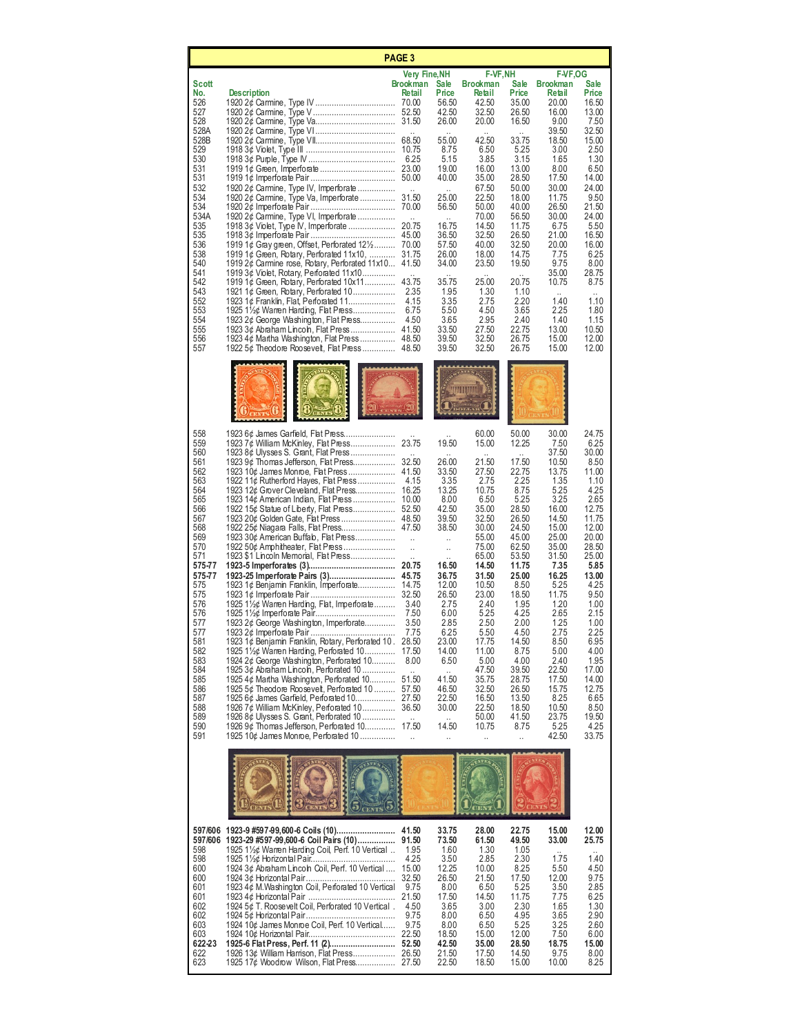## PAGE 3

| Scott No. | Description | Very Fine,NH Brookman Retail | Very Fine,NH Sale Price | F-VF,NH Brookman Retail | F-VF,NH Sale Price | F-VF,OG Brookman Retail | F-VF,OG Sale Price |
|---|---|---|---|---|---|---|---|
| 526 | 1920 2¢ Carmine, Type IV | 70.00 | 56.50 | 42.50 | 35.00 | 20.00 | 16.50 |
| 527 | 1920 2¢ Carmine, Type V | 52.50 | 42.50 | 32.50 | 26.50 | 16.00 | 13.00 |
| 528 | 1920 2¢ Carmine, Type Va | 31.50 | 26.00 | 20.00 | 16.50 | 9.00 | 7.50 |
| 528A | 1920 2¢ Carmine, Type VI | .. | .. | .. | .. | 39.50 | 32.50 |
| 528B | 1920 2¢ Carmine, Type VII | 68.50 | 55.00 | 42.50 | 33.75 | 18.50 | 15.00 |
| 529 | 1918 3¢ Violet, Type III | 10.75 | 8.75 | 6.50 | 5.25 | 3.00 | 2.50 |
| 530 | 1918 3¢ Purple, Type IV | 6.25 | 5.15 | 3.85 | 3.15 | 1.65 | 1.30 |
| 531 | 1919 1¢ Green, Imperforate | 23.00 | 19.00 | 16.00 | 13.00 | 8.00 | 6.50 |
| 531 | 1919 1¢ Imperforate Pair | 50.00 | 40.00 | 35.00 | 28.50 | 17.50 | 14.00 |
| 532 | 1920 2¢ Carmine, Type IV, Imperforate | .. | .. | 67.50 | 50.00 | 30.00 | 24.00 |
| 534 | 1920 2¢ Carmine, Type Va, Imperforate | 31.50 | 25.00 | 22.50 | 18.00 | 11.75 | 9.50 |
| 534 | 1920 2¢ Imperforate Pair | 70.00 | 56.50 | 50.00 | 40.00 | 26.50 | 21.50 |
| 534A | 1920 2¢ Carmine, Type VI, Imperforate | .. | .. | 70.00 | 56.50 | 30.00 | 24.00 |
| 535 | 1918 3¢ Violet, Type IV, Imperforate | 20.75 | 16.75 | 14.50 | 11.75 | 6.75 | 5.50 |
| 535 | 1918 3¢ Imperforate Pair | 45.00 | 36.50 | 32.50 | 26.50 | 21.00 | 16.50 |
| 536 | 1919 1¢ Gray green, Offset, Perforated 12½ | 70.00 | 57.50 | 40.00 | 32.50 | 20.00 | 16.00 |
| 538 | 1919 1¢ Green, Rotary, Perforated 11x10, | 31.75 | 26.00 | 18.00 | 14.75 | 7.75 | 6.25 |
| 540 | 1919 2¢ Carmine rose, Rotary, Perforated 11x10 | 41.50 | 34.00 | 23.50 | 19.50 | 9.75 | 8.00 |
| 541 | 1919 3¢ Violet, Rotary, Perforated 11x10 | .. | .. | .. | .. | 35.00 | 28.75 |
| 542 | 1919 1¢ Green, Rotary, Perforated 10x11 | 43.75 | 35.75 | 25.00 | 20.75 | 10.75 | 8.75 |
| 543 | 1921 1¢ Green, Rotary, Perforated 10 | 2.35 | 1.95 | 1.30 | 1.10 | .. | .. |
| 552 | 1923 1¢ Franklin, Flat, Perforated 11 | 4.15 | 3.35 | 2.75 | 2.20 | 1.40 | 1.10 |
| 553 | 1925 1½¢ Warren Harding, Flat Press | 6.75 | 5.50 | 4.50 | 3.65 | 2.25 | 1.80 |
| 554 | 1923 2¢ George Washington, Flat Press | 4.50 | 3.65 | 2.95 | 2.40 | 1.40 | 1.15 |
| 555 | 1923 3¢ Abraham Lincoln, Flat Press | 41.50 | 33.50 | 27.50 | 22.75 | 13.00 | 10.50 |
| 556 | 1923 4¢ Martha Washington, Flat Press | 48.50 | 39.50 | 32.50 | 26.75 | 15.00 | 12.00 |
| 557 | 1922 5¢ Theodore Roosevelt, Flat Press | 48.50 | 39.50 | 32.50 | 26.75 | 15.00 | 12.00 |
| 558 | 1923 6¢ James Garfield, Flat Press | .. | .. | 60.00 | 50.00 | 30.00 | 24.75 |
| 559 | 1923 7¢ William McKinley, Flat Press | 23.75 | 19.50 | 15.00 | 12.25 | 7.50 | 6.25 |
| 560 | 1923 8¢ Ulysses S. Grant, Flat Press | .. | .. | .. | .. | 37.50 | 30.00 |
| 561 | 1923 9¢ Thomas Jefferson, Flat Press | 32.50 | 26.00 | 21.50 | 17.50 | 10.50 | 8.50 |
| 562 | 1923 10¢ James Monroe, Flat Press | 41.50 | 33.50 | 27.50 | 22.75 | 13.75 | 11.00 |
| 563 | 1922 11¢ Rutherford Hayes, Flat Press | 4.15 | 3.35 | 2.75 | 2.25 | 1.35 | 1.10 |
| 564 | 1923 12¢ Grover Cleveland, Flat Press | 16.25 | 13.25 | 10.75 | 8.75 | 5.25 | 4.25 |
| 565 | 1923 14¢ American Indian, Flat Press | 10.00 | 8.00 | 6.50 | 5.25 | 3.25 | 2.65 |
| 566 | 1922 15¢ Statue of Liberty, Flat Press | 52.50 | 42.50 | 35.00 | 28.50 | 16.00 | 12.75 |
| 567 | 1923 20¢ Golden Gate, Flat Press | 48.50 | 39.50 | 32.50 | 26.50 | 14.50 | 11.75 |
| 568 | 1922 25¢ Niagara Falls, Flat Press | 47.50 | 38.50 | 30.00 | 24.50 | 15.00 | 12.00 |
| 569 | 1923 30¢ American Buffalo, Flat Press | .. | .. | 55.00 | 45.00 | 25.00 | 20.00 |
| 570 | 1922 50¢ Amphitheater, Flat Press | .. | .. | 75.00 | 62.50 | 35.00 | 28.50 |
| 571 | 1923 $1 Lincoln Memorial, Flat Press | .. | .. | 65.00 | 53.50 | 31.50 | 25.00 |
| **575-77** | **1923-5 Imperforates (3)** | **20.75** | **16.50** | **14.50** | **11.75** | **7.35** | **5.85** |
| **575-77** | **1923-25 Imperforate Pairs (3)** | **45.75** | **36.75** | **31.50** | **25.00** | **16.25** | **13.00** |
| 575 | 1923 1¢ Benjamin Franklin, Imperforate | 14.75 | 12.00 | 10.50 | 8.50 | 5.25 | 4.25 |
| 575 | 1923 1¢ Imperforate Pair | 32.50 | 26.50 | 23.00 | 18.50 | 11.75 | 9.50 |
| 576 | 1925 1½¢ Warren Harding, Flat, Imperforate | 3.40 | 2.75 | 2.40 | 1.95 | 1.20 | 1.00 |
| 576 | 1925 1½¢ Imperforate Pair | 7.50 | 6.00 | 5.25 | 4.25 | 2.65 | 2.15 |
| 577 | 1923 2¢ George Washington, Imperforate | 3.50 | 2.85 | 2.50 | 2.00 | 1.25 | 1.00 |
| 577 | 1923 2¢ Imperforate Pair | 7.75 | 6.25 | 5.50 | 4.50 | 2.75 | 2.25 |
| 581 | 1923 1¢ Benjamin Franklin, Rotary, Perforated 10 | 28.50 | 23.00 | 17.75 | 14.50 | 8.50 | 6.95 |
| 582 | 1925 1½¢ Warren Harding, Perforated 10 | 17.50 | 14.00 | 11.00 | 8.75 | 5.00 | 4.00 |
| 583 | 1924 2¢ George Washington, Perforated 10 | 8.00 | 6.50 | 5.00 | 4.00 | 2.40 | 1.95 |
| 584 | 1925 3¢ Abraham Lincoln, Perforated 10 | .. | .. | 47.50 | 39.50 | 22.50 | 17.00 |
| 585 | 1925 4¢ Martha Washington, Perforated 10 | 51.50 | 41.50 | 35.75 | 28.75 | 17.50 | 14.00 |
| 586 | 1925 5¢ Theodore Roosevelt, Perforated 10 | 57.50 | 46.50 | 32.50 | 26.50 | 15.75 | 12.75 |
| 587 | 1925 6¢ James Garfield, Perforated 10 | 27.50 | 22.50 | 16.50 | 13.50 | 8.25 | 6.65 |
| 588 | 1926 7¢ William McKinley, Perforated 10 | 36.50 | 30.00 | 22.50 | 18.50 | 10.50 | 8.50 |
| 589 | 1926 8¢ Ulysses S. Grant, Perforated 10 | .. | .. | 50.00 | 41.50 | 23.75 | 19.50 |
| 590 | 1926 9¢ Thomas Jefferson, Perforated 10 | 17.50 | 14.50 | 10.75 | 8.75 | 5.25 | 4.25 |
| 591 | 1925 10¢ James Monroe, Perforated 10 | .. | .. | .. | .. | 42.50 | 33.75 |
| **597/606** | **1923-9 #597-99,600-6 Coils (10)** | **41.50** | **33.75** | **28.00** | **22.75** | **15.00** | **12.00** |
| **597/606** | **1923-29 #597-99,600-6 Coil Pairs (10)** | **91.50** | **73.50** | **61.50** | **49.50** | **33.00** | **25.75** |
| 598 | 1925 1½¢ Warren Harding Coil, Perf. 10 Vertical | 1.95 | 1.60 | 1.30 | 1.05 | .. | .. |
| 598 | 1925 1½¢ Horizontal Pair | 4.25 | 3.50 | 2.85 | 2.30 | 1.75 | 1.40 |
| 600 | 1924 3¢ Abraham Lincoln Coil, Perf. 10 Vertical | 15.00 | 12.25 | 10.00 | 8.25 | 5.50 | 4.50 |
| 600 | 1924 3¢ Horizontal Pair | 32.50 | 26.50 | 21.50 | 17.50 | 12.00 | 9.75 |
| 601 | 1923 4¢ M.Washington Coil, Perforated 10 Vertical | 9.75 | 8.00 | 6.50 | 5.25 | 3.50 | 2.85 |
| 601 | 1923 4¢ Horizontal Pair | 21.50 | 17.50 | 14.50 | 11.75 | 7.75 | 6.25 |
| 602 | 1924 5¢ T. Roosevelt Coil, Perforated 10 Vertical | 4.50 | 3.65 | 3.00 | 2.30 | 1.65 | 1.30 |
| 602 | 1924 5¢ Horizontal Pair | 9.75 | 8.00 | 6.50 | 4.95 | 3.65 | 2.90 |
| 603 | 1924 10¢ James Monroe Coil, Perf. 10 Vertical | 9.75 | 8.00 | 6.50 | 5.25 | 3.25 | 2.60 |
| 603 | 1924 10¢ Horizontal Pair | 22.50 | 18.50 | 15.00 | 12.00 | 7.50 | 6.00 |
| **622-23** | **1925-6 Flat Press, Perf. 11 (2)** | **52.50** | **42.50** | **35.00** | **28.50** | **18.75** | **15.00** |
| 622 | 1926 13¢ William Harrison, Flat Press | 26.50 | 21.50 | 17.50 | 14.50 | 9.75 | 8.00 |
| 623 | 1925 17¢ Woodrow Wilson, Flat Press | 27.50 | 22.50 | 18.50 | 15.00 | 10.00 | 8.25 |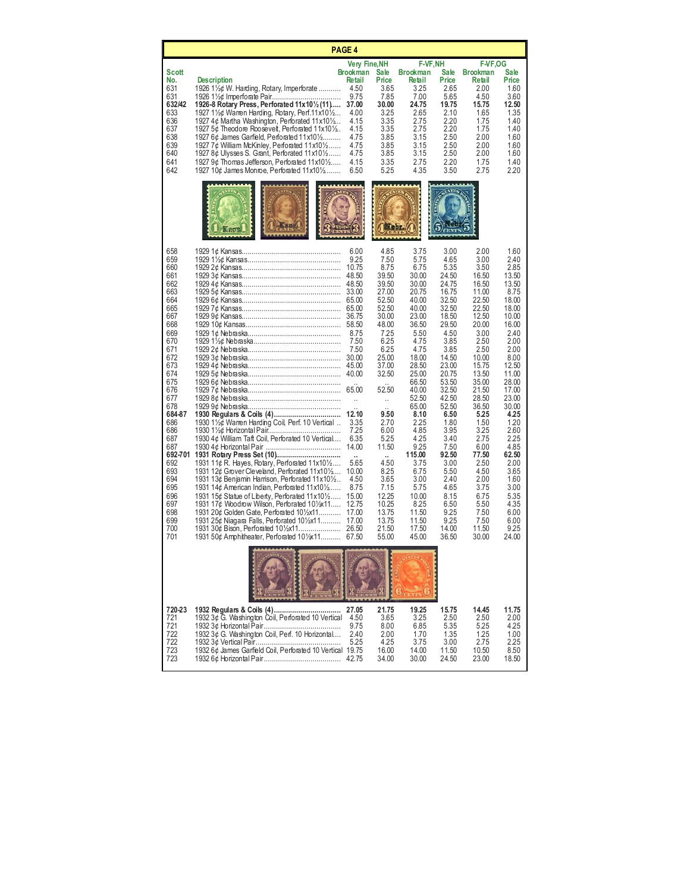## PAGE 4

| Scott No. | Description | Very Fine,NH Brookman Retail | Very Fine,NH Sale Price | F-VF,NH Brookman Retail | F-VF,NH Sale Price | F-VF,OG Brookman Retail | F-VF,OG Sale Price |
|---|---|---|---|---|---|---|---|
| 631 | 1926 1½¢ W. Harding, Rotary, Imperforate | 4.50 | 3.65 | 3.25 | 2.65 | 2.00 | 1.60 |
| 631 | 1926 1½¢ Imperforate Pair | 9.75 | 7.85 | 7.00 | 5.65 | 4.50 | 3.60 |
| **632/42** | **1926-8 Rotary Press, Perforated 11x10½ (11)** | **37.00** | **30.00** | **24.75** | **19.75** | **15.75** | **12.50** |
| 633 | 1927 1½¢ Warren Harding, Rotary, Perf.11x10½ | 4.00 | 3.25 | 2.65 | 2.10 | 1.65 | 1.35 |
| 636 | 1927 4¢ Martha Washington, Perforated 11x10½ | 4.15 | 3.35 | 2.75 | 2.20 | 1.75 | 1.40 |
| 637 | 1927 5¢ Theodore Roosevelt, Perforated 11x10½ | 4.15 | 3.35 | 2.75 | 2.20 | 1.75 | 1.40 |
| 638 | 1927 6¢ James Garfield, Perforated 11x10½ | 4.75 | 3.85 | 3.15 | 2.50 | 2.00 | 1.60 |
| 639 | 1927 7¢ William McKinley, Perforated 11x10½ | 4.75 | 3.85 | 3.15 | 2.50 | 2.00 | 1.60 |
| 640 | 1927 8¢ Ulysses S. Grant, Perforated 11x10½ | 4.75 | 3.85 | 3.15 | 2.50 | 2.00 | 1.60 |
| 641 | 1927 9¢ Thomas Jefferson, Perforated 11x10½ | 4.15 | 3.35 | 2.75 | 2.20 | 1.75 | 1.40 |
| 642 | 1927 10¢ James Monroe, Perforated 11x10½ | 6.50 | 5.25 | 4.35 | 3.50 | 2.75 | 2.20 |
| 658 | 1929 1¢ Kansas | 6.00 | 4.85 | 3.75 | 3.00 | 2.00 | 1.60 |
| 659 | 1929 1½¢ Kansas | 9.25 | 7.50 | 5.75 | 4.65 | 3.00 | 2.40 |
| 660 | 1929 2¢ Kansas | 10.75 | 8.75 | 6.75 | 5.35 | 3.50 | 2.85 |
| 661 | 1929 3¢ Kansas | 48.50 | 39.50 | 30.00 | 24.50 | 16.50 | 13.50 |
| 662 | 1929 4¢ Kansas | 48.50 | 39.50 | 30.00 | 24.75 | 16.50 | 13.50 |
| 663 | 1929 5¢ Kansas | 33.00 | 27.00 | 20.75 | 16.75 | 11.00 | 8.75 |
| 664 | 1929 6¢ Kansas | 65.00 | 52.50 | 40.00 | 32.50 | 22.50 | 18.00 |
| 665 | 1929 7¢ Kansas | 65.00 | 52.50 | 40.00 | 32.50 | 22.50 | 18.00 |
| 667 | 1929 9¢ Kansas | 36.75 | 30.00 | 23.00 | 18.50 | 12.50 | 10.00 |
| 668 | 1929 10¢ Kansas | 58.50 | 48.00 | 36.50 | 29.50 | 20.00 | 16.00 |
| 669 | 1929 1¢ Nebraska | 8.75 | 7.25 | 5.50 | 4.50 | 3.00 | 2.40 |
| 670 | 1929 1½¢ Nebraska | 7.50 | 6.25 | 4.75 | 3.85 | 2.50 | 2.00 |
| 671 | 1929 2¢ Nebraska | 7.50 | 6.25 | 4.75 | 3.85 | 2.50 | 2.00 |
| 672 | 1929 3¢ Nebraska | 30.00 | 25.00 | 18.00 | 14.50 | 10.00 | 8.00 |
| 673 | 1929 4¢ Nebraska | 45.00 | 37.00 | 28.50 | 23.00 | 15.75 | 12.50 |
| 674 | 1929 5¢ Nebraska | 40.00 | 32.50 | 25.00 | 20.75 | 13.50 | 11.00 |
| 675 | 1929 6¢ Nebraska | .. | .. | 66.50 | 53.50 | 35.00 | 28.00 |
| 676 | 1929 7¢ Nebraska | 65.00 | 52.50 | 40.00 | 32.50 | 21.50 | 17.00 |
| 677 | 1929 8¢ Nebraska | | | 52.50 | 42.50 | 28.50 | 23.00 |
| 678 | 1929 9¢ Nebraska | .. | .. | 65.00 | 52.50 | 36.50 | 30.00 |
| **684-87** | **1930 Regulars & Coils (4)** | **12.10** | **9.50** | **8.10** | **6.50** | **5.25** | **4.25** |
| 686 | 1930 1½¢ Warren Harding Coil, Perf. 10 Vertical | 3.35 | 2.70 | 2.25 | 1.80 | 1.50 | 1.20 |
| 686 | 1930 1½¢ Horizontal Pair | 7.25 | 6.00 | 4.85 | 3.95 | 3.25 | 2.60 |
| 687 | 1930 4¢ William Taft Coil, Perforated 10 Vertical | 6.35 | 5.25 | 4.25 | 3.40 | 2.75 | 2.25 |
| 687 | 1930 4¢ Horizontal Pair | 14.00 | 11.50 | 9.25 | 7.50 | 6.00 | 4.85 |
| **692-701** | **1931 Rotary Press Set (10)** | .. | .. | **115.00** | **92.50** | **77.50** | **62.50** |
| 692 | 1931 11¢ R. Hayes, Rotary, Perforated 11x10½ | 5.65 | 4.50 | 3.75 | 3.00 | 2.50 | 2.00 |
| 693 | 1931 12¢ Grover Cleveland, Perforated 11x10½ | 10.00 | 8.25 | 6.75 | 5.50 | 4.50 | 3.65 |
| 694 | 1931 13¢ Benjamin Harrison, Perforated 11x10½ | 4.50 | 3.65 | 3.00 | 2.40 | 2.00 | 1.60 |
| 695 | 1931 14¢ American Indian, Perforated 11x10½ | 8.75 | 7.15 | 5.75 | 4.65 | 3.75 | 3.00 |
| 696 | 1931 15¢ Statue of Liberty, Perforated 11x10½ | 15.00 | 12.25 | 10.00 | 8.15 | 6.75 | 5.35 |
| 697 | 1931 17¢ Woodrow Wilson, Perforated 10½x11 | 12.75 | 10.25 | 8.25 | 6.50 | 5.50 | 4.35 |
| 698 | 1931 20¢ Golden Gate, Perforated 10½x11 | 17.00 | 13.75 | 11.50 | 9.25 | 7.50 | 6.00 |
| 699 | 1931 25¢ Niagara Falls, Perforated 10½x11 | 17.00 | 13.75 | 11.50 | 9.25 | 7.50 | 6.00 |
| 700 | 1931 30¢ Bison, Perforated 10½x11 | 26.50 | 21.50 | 17.50 | 14.00 | 11.50 | 9.25 |
| 701 | 1931 50¢ Amphitheater, Perforated 10½x11 | 67.50 | 55.00 | 45.00 | 36.50 | 30.00 | 24.00 |
| **720-23** | **1932 Regulars & Coils (4)** | **27.05** | **21.75** | **19.25** | **15.75** | **14.45** | **11.75** |
| 721 | 1932 3¢ G. Washington Coil, Perforated 10 Vertical | 4.50 | 3.65 | 3.25 | 2.50 | 2.50 | 2.00 |
| 721 | 1932 3¢ Horizontal Pair | 9.75 | 8.00 | 6.85 | 5.35 | 5.25 | 4.25 |
| 722 | 1932 3¢ G. Washington Coil, Perf. 10 Horizontal | 2.40 | 2.00 | 1.70 | 1.35 | 1.25 | 1.00 |
| 722 | 1932 3¢ Vertical Pair | 5.25 | 4.25 | 3.75 | 3.00 | 2.75 | 2.25 |
| 723 | 1932 6¢ James Garfield Coil, Perforated 10 Vertical | 19.75 | 16.00 | 14.00 | 11.50 | 10.50 | 8.50 |
| 723 | 1932 6¢ Horizontal Pair | 42.75 | 34.00 | 30.00 | 24.50 | 23.00 | 18.50 |